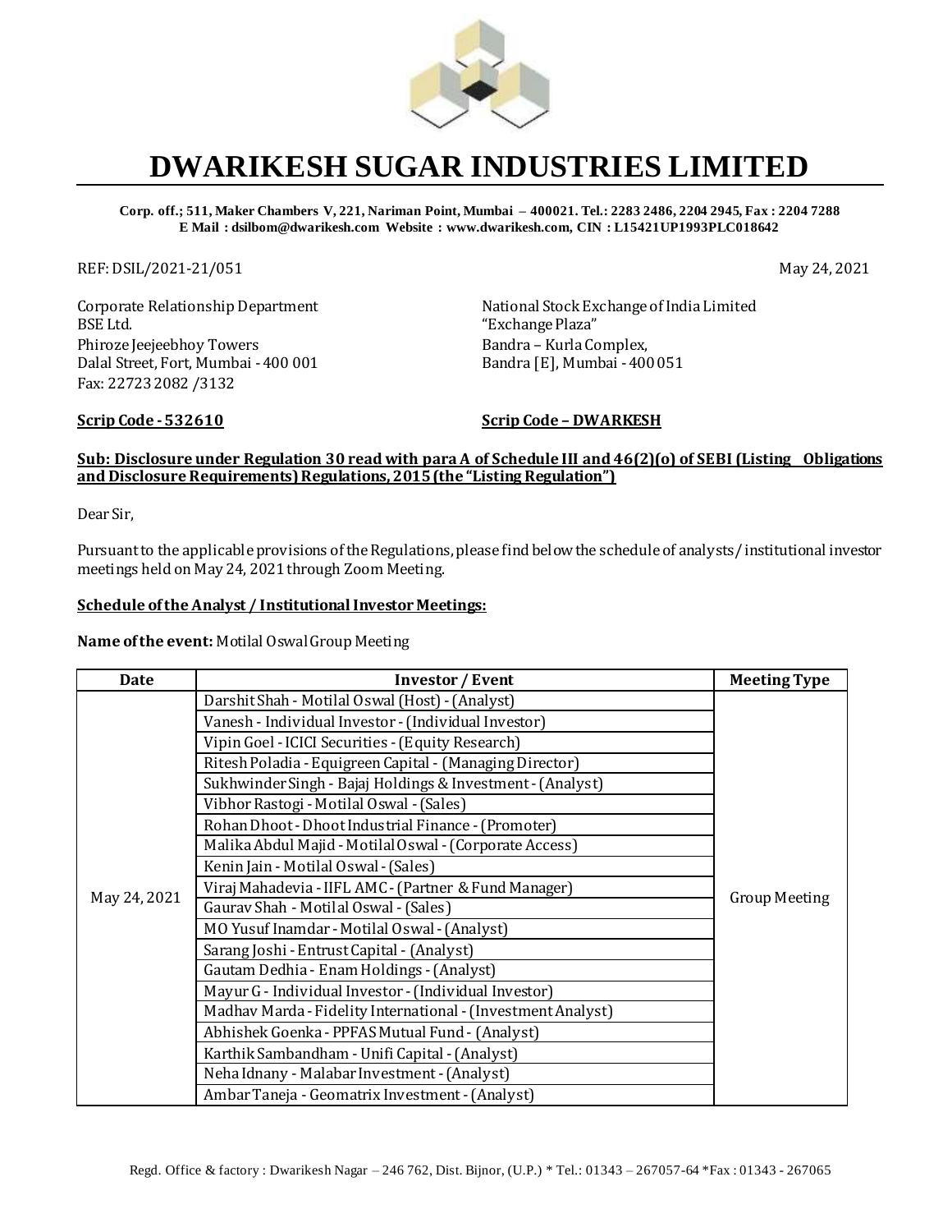# DWARIKESH SUGAR INDUSTRIES LIMITED

**Corp. off.; 511, Maker Chambers V, 221, Nariman Point, Mumbai – 400021. Tel.: 2283 2486, 2204 2945, Fax : 2204 7288**
**E Mail : dsilbom@dwarikesh.com Website : www.dwarikesh.com, CIN : L15421UP1993PLC018642**

REF: DSIL/2021-21/051

May 24, 2021

Corporate Relationship Department
BSE Ltd.
Phiroze Jeejeebhoy Towers
Dalal Street, Fort, Mumbai - 400 001
Fax: 22723 2082 /3132

National Stock Exchange of India Limited
"Exchange Plaza"
Bandra – Kurla Complex,
Bandra [E], Mumbai - 400 051

**Scrip Code - 532610**

**Scrip Code – DWARKESH**

**Sub: Disclosure under Regulation 30 read with para A of Schedule III and 46(2)(o) of SEBI (Listing Obligations and Disclosure Requirements) Regulations, 2015 (the "Listing Regulation")**

Dear Sir,

Pursuant to the applicable provisions of the Regulations, please find below the schedule of analysts / institutional investor meetings held on May 24, 2021 through Zoom Meeting.

**Schedule of the Analyst / Institutional Investor Meetings:**

**Name of the event:** Motilal Oswal Group Meeting

| Date | Investor / Event | Meeting Type |
|---|---|---|
| May 24, 2021 | Darshit Shah - Motilal Oswal (Host) - (Analyst) | Group Meeting |
| | Vanesh - Individual Investor - (Individual Investor) | |
| | Vipin Goel - ICICI Securities - (Equity Research) | |
| | Ritesh Poladia - Equigreen Capital - (Managing Director) | |
| | Sukhwinder Singh - Bajaj Holdings & Investment - (Analyst) | |
| | Vibhor Rastogi - Motilal Oswal - (Sales) | |
| | Rohan Dhoot - Dhoot Industrial Finance - (Promoter) | |
| | Malika Abdul Majid - Motilal Oswal - (Corporate Access) | |
| | Kenin Jain - Motilal Oswal - (Sales) | |
| | Viraj Mahadevia - IIFL AMC - (Partner & Fund Manager) | |
| | Gaurav Shah - Motilal Oswal - (Sales) | |
| | MO Yusuf Inamdar - Motilal Oswal - (Analyst) | |
| | Sarang Joshi - Entrust Capital - (Analyst) | |
| | Gautam Dedhia - Enam Holdings - (Analyst) | |
| | Mayur G - Individual Investor - (Individual Investor) | |
| | Madhav Marda - Fidelity International - (Investment Analyst) | |
| | Abhishek Goenka - PPFAS Mutual Fund - (Analyst) | |
| | Karthik Sambandham - Unifi Capital - (Analyst) | |
| | Neha Idnany - Malabar Investment - (Analyst) | |
| | Ambar Taneja - Geomatrix Investment - (Analyst) | |

Regd. Office & factory : Dwarikesh Nagar – 246 762, Dist. Bijnor, (U.P.) * Tel.: 01343 – 267057-64 *Fax : 01343 - 267065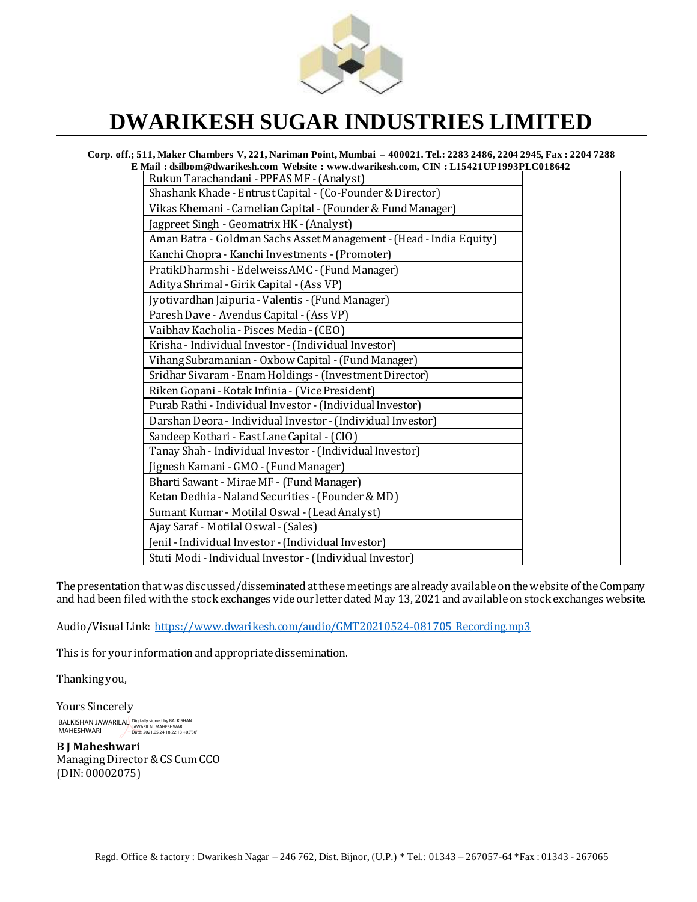# DWARIKESH SUGAR INDUSTRIES LIMITED

**Corp. off.; 511, Maker Chambers V, 221, Nariman Point, Mumbai – 400021. Tel.: 2283 2486, 2204 2945, Fax : 2204 7288**
**E Mail : dsilbom@dwarikesh.com Website : www.dwarikesh.com, CIN : L15421UP1993PLC018642**

| | | |
|---|---|---|
| | Rukun Tarachandani - PPFAS MF - (Analyst) | |
| | Shashank Khade - Entrust Capital - (Co-Founder & Director) | |
| | Vikas Khemani - Carnelian Capital - (Founder & Fund Manager) | |
| | Jagpreet Singh - Geomatrix HK - (Analyst) | |
| | Aman Batra - Goldman Sachs Asset Management - (Head - India Equity) | |
| | Kanchi Chopra - Kanchi Investments - (Promoter) | |
| | PratikDharmshi - Edelweiss AMC - (Fund Manager) | |
| | Aditya Shrimal - Girik Capital - (Ass VP) | |
| | Jyotivardhan Jaipuria - Valentis - (Fund Manager) | |
| | Paresh Dave - Avendus Capital - (Ass VP) | |
| | Vaibhav Kacholia - Pisces Media - (CEO) | |
| | Krisha - Individual Investor - (Individual Investor) | |
| | Vihang Subramanian - Oxbow Capital - (Fund Manager) | |
| | Sridhar Sivaram - Enam Holdings - (Investment Director) | |
| | Riken Gopani - Kotak Infinia - (Vice President) | |
| | Purab Rathi - Individual Investor - (Individual Investor) | |
| | Darshan Deora - Individual Investor - (Individual Investor) | |
| | Sandeep Kothari - East Lane Capital - (CIO) | |
| | Tanay Shah - Individual Investor - (Individual Investor) | |
| | Jignesh Kamani - GMO - (Fund Manager) | |
| | Bharti Sawant - Mirae MF - (Fund Manager) | |
| | Ketan Dedhia - Naland Securities - (Founder & MD) | |
| | Sumant Kumar - Motilal Oswal - (Lead Analyst) | |
| | Ajay Saraf - Motilal Oswal - (Sales) | |
| | Jenil - Individual Investor - (Individual Investor) | |
| | Stuti Modi - Individual Investor - (Individual Investor) | |

The presentation that was discussed/disseminated at these meetings are already available on the website of the Company and had been filed with the stock exchanges vide our letter dated May 13, 2021 and available on stock exchanges website.

Audio/Visual Link: https://www.dwarikesh.com/audio/GMT20210524-081705_Recording.mp3

This is for your information and appropriate dissemination.

Thanking you,

Yours Sincerely

BALKISHAN JAWARILAL MAHESHWARI
Digitally signed by BALKISHAN JAWARILAL MAHESHWARI
Date: 2021.05.24 18:22:13 +05'30'

**B J Maheshwari**
Managing Director & CS Cum CCO
(DIN: 00002075)

Regd. Office & factory : Dwarikesh Nagar – 246 762, Dist. Bijnor, (U.P.) * Tel.: 01343 – 267057-64 *Fax : 01343 - 267065